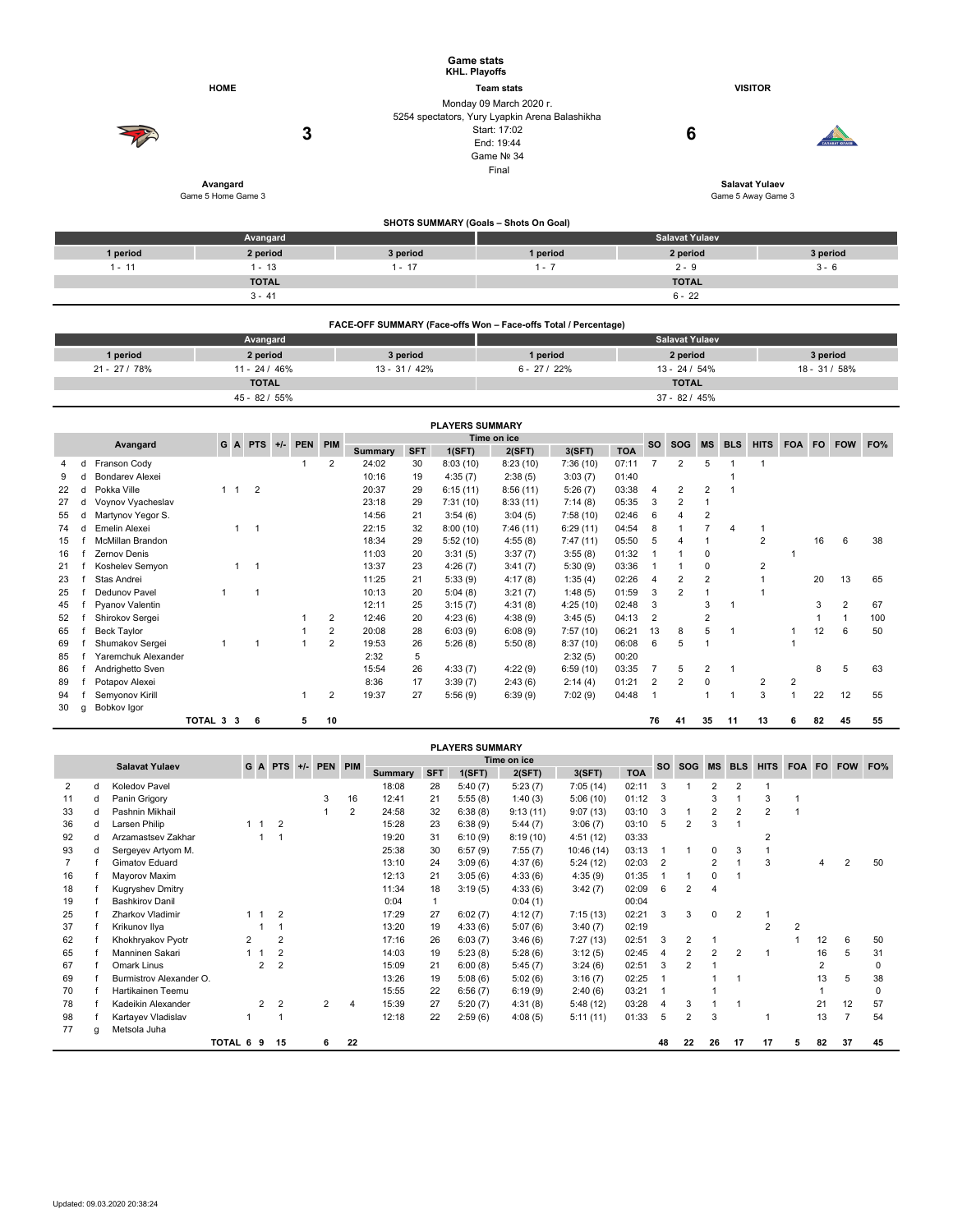# Game stats
## KHL. Playoffs

| HOME | Team stats | VISITOR |
|---|---|---|
| Avangard | Monday 09 March 2020 г. | Salavat Yulaev |
| Game 5 Home Game 3 | 5254 spectators, Yury Lyapkin Arena Balashikha | Game 5 Away Game 3 |
| **3** | Start: 17:02 / End: 19:44 / Game № 34 / Final | **6** |

### SHOTS SUMMARY (Goals – Shots On Goal)

| Avangard | | | Salavat Yulaev | | |
|---|---|---|---|---|---|
| 1 period | 2 period | 3 period | 1 period | 2 period | 3 period |
| 1 - 11 | 1 - 13 | 1 - 17 | 1 - 7 | 2 - 9 | 3 - 6 |
| TOTAL | | | TOTAL | | |
| 3 - 41 | | | 6 - 22 | | |

### FACE-OFF SUMMARY (Face-offs Won – Face-offs Total / Percentage)

| Avangard | | | Salavat Yulaev | | |
|---|---|---|---|---|---|
| 1 period | 2 period | 3 period | 1 period | 2 period | 3 period |
| 21 - 27 / 78% | 11 - 24 / 46% | 13 - 31 / 42% | 6 - 27 / 22% | 13 - 24 / 54% | 18 - 31 / 58% |
| TOTAL | | | TOTAL | | |
| 45 - 82 / 55% | | | 37 - 82 / 45% | | |

### PLAYERS SUMMARY

| # | | Avangard | G | A | PTS | +/- | PEN | PIM | Summary | SFT | 1(SFT) | 2(SFT) | 3(SFT) | TOA | SO | SOG | MS | BLS | HITS | FOA | FO | FOW | FO% |
|---|---|---|---|---|---|---|---|---|---|---|---|---|---|---|---|---|---|---|---|---|---|---|---|
| 4 | d | Franson Cody | | | | | 1 | 2 | 24:02 | 30 | 8:03 (10) | 8:23 (10) | 7:36 (10) | 07:11 | 7 | 2 | 5 | 1 | 1 | | | | |
| 9 | d | Bondarev Alexei | | | | | | | 10:16 | 19 | 4:35 (7) | 2:38 (5) | 3:03 (7) | 01:40 | | | | 1 | | | | | |
| 22 | d | Pokka Ville | 1 | 1 | 2 | | | | 20:37 | 29 | 6:15 (11) | 8:56 (11) | 5:26 (7) | 03:38 | 4 | 2 | 2 | 1 | | | | | |
| 27 | d | Voynov Vyacheslav | | | | | | | 23:18 | 29 | 7:31 (10) | 8:33 (11) | 7:14 (8) | 05:35 | 3 | 2 | 1 | | | | | | |
| 55 | d | Martynov Yegor S. | | | | | | | 14:56 | 21 | 3:54 (6) | 3:04 (5) | 7:58 (10) | 02:46 | 6 | 4 | 2 | | | | | | |
| 74 | d | Emelin Alexei | | 1 | 1 | | | | 22:15 | 32 | 8:00 (10) | 7:46 (11) | 6:29 (11) | 04:54 | 8 | 1 | 7 | 4 | 1 | | | | |
| 15 | f | McMillan Brandon | | | | | | | 18:34 | 29 | 5:52 (10) | 4:55 (8) | 7:47 (11) | 05:50 | 5 | 4 | 1 | | 2 | | 16 | 6 | 38 |
| 16 | f | Zernov Denis | | | | | | | 11:03 | 20 | 3:31 (5) | 3:37 (7) | 3:55 (8) | 01:32 | 1 | 1 | 0 | | | 1 | | | |
| 21 | f | Koshelev Semyon | | 1 | 1 | | | | 13:37 | 23 | 4:26 (7) | 3:41 (7) | 5:30 (9) | 03:36 | 1 | 1 | 0 | | 2 | | | | |
| 23 | f | Stas Andrei | | | | | | | 11:25 | 21 | 5:33 (9) | 4:17 (8) | 1:35 (4) | 02:26 | 4 | 2 | 2 | | 1 | | 20 | 13 | 65 |
| 25 | f | Dedunov Pavel | 1 | | 1 | | | | 10:13 | 20 | 5:04 (8) | 3:21 (7) | 1:48 (5) | 01:59 | 3 | 2 | 1 | | 1 | | | | |
| 45 | f | Pyanov Valentin | | | | | | | 12:11 | 25 | 3:15 (7) | 4:31 (8) | 4:25 (10) | 02:48 | 3 | | 3 | 1 | | | 3 | 2 | 67 |
| 52 | f | Shirokov Sergei | | | | | 1 | 2 | 12:46 | 20 | 4:23 (6) | 4:38 (9) | 3:45 (5) | 04:13 | 2 | | 2 | | | | 1 | 1 | 100 |
| 65 | f | Beck Taylor | | | | | 1 | 2 | 20:08 | 28 | 6:03 (9) | 6:08 (9) | 7:57 (10) | 06:21 | 13 | 8 | 5 | 1 | | 1 | 12 | 6 | 50 |
| 69 | f | Shumakov Sergei | 1 | | 1 | | 1 | 2 | 19:53 | 26 | 5:26 (8) | 5:50 (8) | 8:37 (10) | 06:08 | 6 | 5 | 1 | | | 1 | | | |
| 85 | f | Yaremchuk Alexander | | | | | | | 2:32 | 5 | | | 2:32 (5) | 00:20 | | | | | | | | | |
| 86 | f | Andrighetto Sven | | | | | | | 15:54 | 26 | 4:33 (7) | 4:22 (9) | 6:59 (10) | 03:35 | 7 | 5 | 2 | 1 | | | 8 | 5 | 63 |
| 89 | f | Potapov Alexei | | | | | | | 8:36 | 17 | 3:39 (7) | 2:43 (6) | 2:14 (4) | 01:21 | 2 | 2 | 0 | | 2 | 2 | | | |
| 94 | f | Semyonov Kirill | | | | | 1 | 2 | 19:37 | 27 | 5:56 (9) | 6:39 (9) | 7:02 (9) | 04:48 | 1 | | 1 | 1 | 3 | 1 | 22 | 12 | 55 |
| 30 | g | Bobkov Igor | | | | | | | | | | | | | | | | | | | | | |
| | | TOTAL | 3 | 3 | 6 | | 5 | 10 | | | | | | | 76 | 41 | 35 | 11 | 13 | 6 | 82 | 45 | 55 |

### PLAYERS SUMMARY

| # | | Salavat Yulaev | G | A | PTS | +/- | PEN | PIM | Summary | SFT | 1(SFT) | 2(SFT) | 3(SFT) | TOA | SO | SOG | MS | BLS | HITS | FOA | FO | FOW | FO% |
|---|---|---|---|---|---|---|---|---|---|---|---|---|---|---|---|---|---|---|---|---|---|---|---|
| 2 | d | Koledov Pavel | | | | | | | 18:08 | 28 | 5:40 (7) | 5:23 (7) | 7:05 (14) | 02:11 | 3 | 1 | 2 | 2 | 1 | | | | |
| 11 | d | Panin Grigory | | | | | 3 | 16 | 12:41 | 21 | 5:55 (8) | 1:40 (3) | 5:06 (10) | 01:12 | 3 | | 3 | 1 | 3 | 1 | | | |
| 33 | d | Pashnin Mikhail | | | | | 1 | 2 | 24:58 | 32 | 6:38 (8) | 9:13 (11) | 9:07 (13) | 03:10 | 3 | 1 | 2 | 2 | 2 | 1 | | | |
| 36 | d | Larsen Philip | 1 | 1 | 2 | | | | 15:28 | 23 | 6:38 (9) | 5:44 (7) | 3:06 (7) | 03:10 | 5 | 2 | 3 | 1 | | | | | |
| 92 | d | Arzamastsev Zakhar | | 1 | 1 | | | | 19:20 | 31 | 6:10 (9) | 8:19 (10) | 4:51 (12) | 03:33 | | | | | 2 | | | | |
| 93 | d | Sergeyev Artyom M. | | | | | | | 25:38 | 30 | 6:57 (9) | 7:55 (7) | 10:46 (14) | 03:13 | 1 | 1 | 0 | 3 | 1 | | | | |
| 7 | f | Gimatov Eduard | | | | | | | 13:10 | 24 | 3:09 (6) | 4:37 (6) | 5:24 (12) | 02:03 | 2 | | 2 | 1 | 3 | | 4 | 2 | 50 |
| 16 | f | Mayorov Maxim | | | | | | | 12:13 | 21 | 3:05 (6) | 4:33 (6) | 4:35 (9) | 01:35 | 1 | 1 | 0 | 1 | | | | | |
| 18 | f | Kugryshev Dmitry | | | | | | | 11:34 | 18 | 3:19 (5) | 4:33 (6) | 3:42 (7) | 02:09 | 6 | 2 | 4 | | | | | | |
| 19 | f | Bashkirov Danil | | | | | | | 0:04 | 1 | | 0:04 (1) | | 00:04 | | | | | | | | | |
| 25 | f | Zharkov Vladimir | 1 | 1 | 2 | | | | 17:29 | 27 | 6:02 (7) | 4:12 (7) | 7:15 (13) | 02:21 | 3 | 3 | 0 | 2 | 1 | | | | |
| 37 | f | Krikunov Ilya | | 1 | 1 | | | | 13:20 | 19 | 4:33 (6) | 5:07 (6) | 3:40 (7) | 02:19 | | | | | 2 | 2 | | | |
| 62 | f | Khokhryakov Pyotr | 2 | | 2 | | | | 17:16 | 26 | 6:03 (7) | 3:46 (6) | 7:27 (13) | 02:51 | 3 | 2 | 1 | | | 1 | 12 | 6 | 50 |
| 65 | f | Manninen Sakari | 1 | 1 | 2 | | | | 14:03 | 19 | 5:23 (8) | 5:28 (6) | 3:12 (5) | 02:45 | 4 | 2 | 2 | 2 | 1 | | 16 | 5 | 31 |
| 67 | f | Omark Linus | | 2 | 2 | | | | 15:09 | 21 | 6:00 (8) | 5:45 (7) | 3:24 (6) | 02:51 | 3 | 2 | 1 | | | | 2 | | 0 |
| 69 | f | Burmistrov Alexander O. | | | | | | | 13:26 | 19 | 5:08 (6) | 5:02 (6) | 3:16 (7) | 02:25 | 1 | | 1 | 1 | | | 13 | 5 | 38 |
| 70 | f | Hartikainen Teemu | | | | | | | 15:55 | 22 | 6:56 (7) | 6:19 (9) | 2:40 (6) | 03:21 | 1 | | 1 | | | | 1 | | 0 |
| 78 | f | Kadeikin Alexander | | 2 | 2 | | 2 | 4 | 15:39 | 27 | 5:20 (7) | 4:31 (8) | 5:48 (12) | 03:28 | 4 | 3 | 1 | 1 | | | 21 | 12 | 57 |
| 98 | f | Kartayev Vladislav | 1 | | 1 | | | | 12:18 | 22 | 2:59 (6) | 4:08 (5) | 5:11 (11) | 01:33 | 5 | 2 | 3 | | 1 | | 13 | 7 | 54 |
| 77 | g | Metsola Juha | | | | | | | | | | | | | | | | | | | | | |
| | | TOTAL | 6 | 9 | 15 | | 6 | 22 | | | | | | | 48 | 22 | 26 | 17 | 17 | 5 | 82 | 37 | 45 |

Updated: 09.03.2020 20:38:24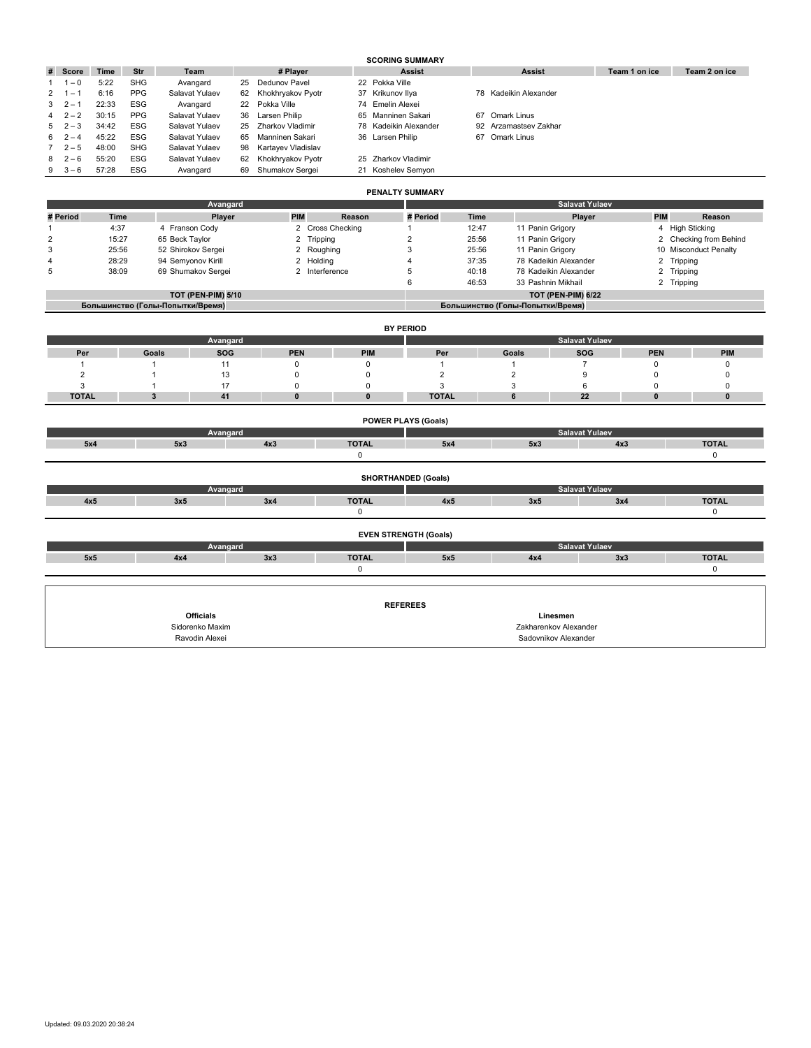## SCORING SUMMARY

| # | Score | Time | Str | Team | # Player | Assist | Assist | Team 1 on ice | Team 2 on ice |
|---|---|---|---|---|---|---|---|---|---|
| 1 | 1 – 0 | 5:22 | SHG | Avangard | 25 Dedunov Pavel | 22 Pokka Ville | | | |
| 2 | 1 – 1 | 6:16 | PPG | Salavat Yulaev | 62 Khokhryakov Pyotr | 37 Krikunov Ilya | 78 Kadeikin Alexander | | |
| 3 | 2 – 1 | 22:33 | ESG | Avangard | 22 Pokka Ville | 74 Emelin Alexei | | | |
| 4 | 2 – 2 | 30:15 | PPG | Salavat Yulaev | 36 Larsen Philip | 65 Manninen Sakari | 67 Omark Linus | | |
| 5 | 2 – 3 | 34:42 | ESG | Salavat Yulaev | 25 Zharkov Vladimir | 78 Kadeikin Alexander | 92 Arzamastsev Zakhar | | |
| 6 | 2 – 4 | 45:22 | ESG | Salavat Yulaev | 65 Manninen Sakari | 36 Larsen Philip | 67 Omark Linus | | |
| 7 | 2 – 5 | 48:00 | SHG | Salavat Yulaev | 98 Kartayev Vladislav | | | | |
| 8 | 2 – 6 | 55:20 | ESG | Salavat Yulaev | 62 Khokhryakov Pyotr | 25 Zharkov Vladimir | | | |
| 9 | 3 – 6 | 57:28 | ESG | Avangard | 69 Shumakov Sergei | 21 Koshelev Semyon | | | |

## PENALTY SUMMARY

| Avangard | | | | | Salavat Yulaev | | | | |
|---|---|---|---|---|---|---|---|---|---|
| # Period | Time | Player | PIM | Reason | # Period | Time | Player | PIM | Reason |
| 1 | 4:37 | 4 Franson Cody | 2 | Cross Checking | 1 | 12:47 | 11 Panin Grigory | 4 | High Sticking |
| 2 | 15:27 | 65 Beck Taylor | 2 | Tripping | 2 | 25:56 | 11 Panin Grigory | 2 | Checking from Behind |
| 3 | 25:56 | 52 Shirokov Sergei | 2 | Roughing | 3 | 25:56 | 11 Panin Grigory | 10 | Misconduct Penalty |
| 4 | 28:29 | 94 Semyonov Kirill | 2 | Holding | 4 | 37:35 | 78 Kadeikin Alexander | 2 | Tripping |
| 5 | 38:09 | 69 Shumakov Sergei | 2 | Interference | 5 | 40:18 | 78 Kadeikin Alexander | 2 | Tripping |
| | | | | | 6 | 46:53 | 33 Pashnin Mikhail | 2 | Tripping |
| TOT (PEN-PIM) 5/10 | | | | | TOT (PEN-PIM) 6/22 | | | | |
| Большинство (Голы-Попытки/Время) | | | | | Большинство (Голы-Попытки/Время) | | | | |

## BY PERIOD

| Avangard | | | | | Salavat Yulaev | | | | |
|---|---|---|---|---|---|---|---|---|---|
| Per | Goals | SOG | PEN | PIM | Per | Goals | SOG | PEN | PIM |
| 1 | 1 | 11 | 0 | 0 | 1 | 1 | 7 | 0 | 0 |
| 2 | 1 | 13 | 0 | 0 | 2 | 2 | 9 | 0 | 0 |
| 3 | 1 | 17 | 0 | 0 | 3 | 3 | 6 | 0 | 0 |
| **TOTAL** | **3** | **41** | **0** | **0** | **TOTAL** | **6** | **22** | **0** | **0** |

## POWER PLAYS (Goals)

| Avangard | | | | Salavat Yulaev | | | |
|---|---|---|---|---|---|---|---|
| 5x4 | 5x3 | 4x3 | TOTAL | 5x4 | 5x3 | 4x3 | TOTAL |
| | | | 0 | | | | 0 |

## SHORTHANDED (Goals)

| Avangard | | | | Salavat Yulaev | | | |
|---|---|---|---|---|---|---|---|
| 4x5 | 3x5 | 3x4 | TOTAL | 4x5 | 3x5 | 3x4 | TOTAL |
| | | | 0 | | | | 0 |

## EVEN STRENGTH (Goals)

| Avangard | | | | Salavat Yulaev | | | |
|---|---|---|---|---|---|---|---|
| 5x5 | 4x4 | 3x3 | TOTAL | 5x5 | 4x4 | 3x3 | TOTAL |
| | | | 0 | | | | 0 |

## REFEREES

| Officials | Linesmen |
|---|---|
| Sidorenko Maxim | Zakharenkov Alexander |
| Ravodin Alexei | Sadovnikov Alexander |

Updated: 09.03.2020 20:38:24